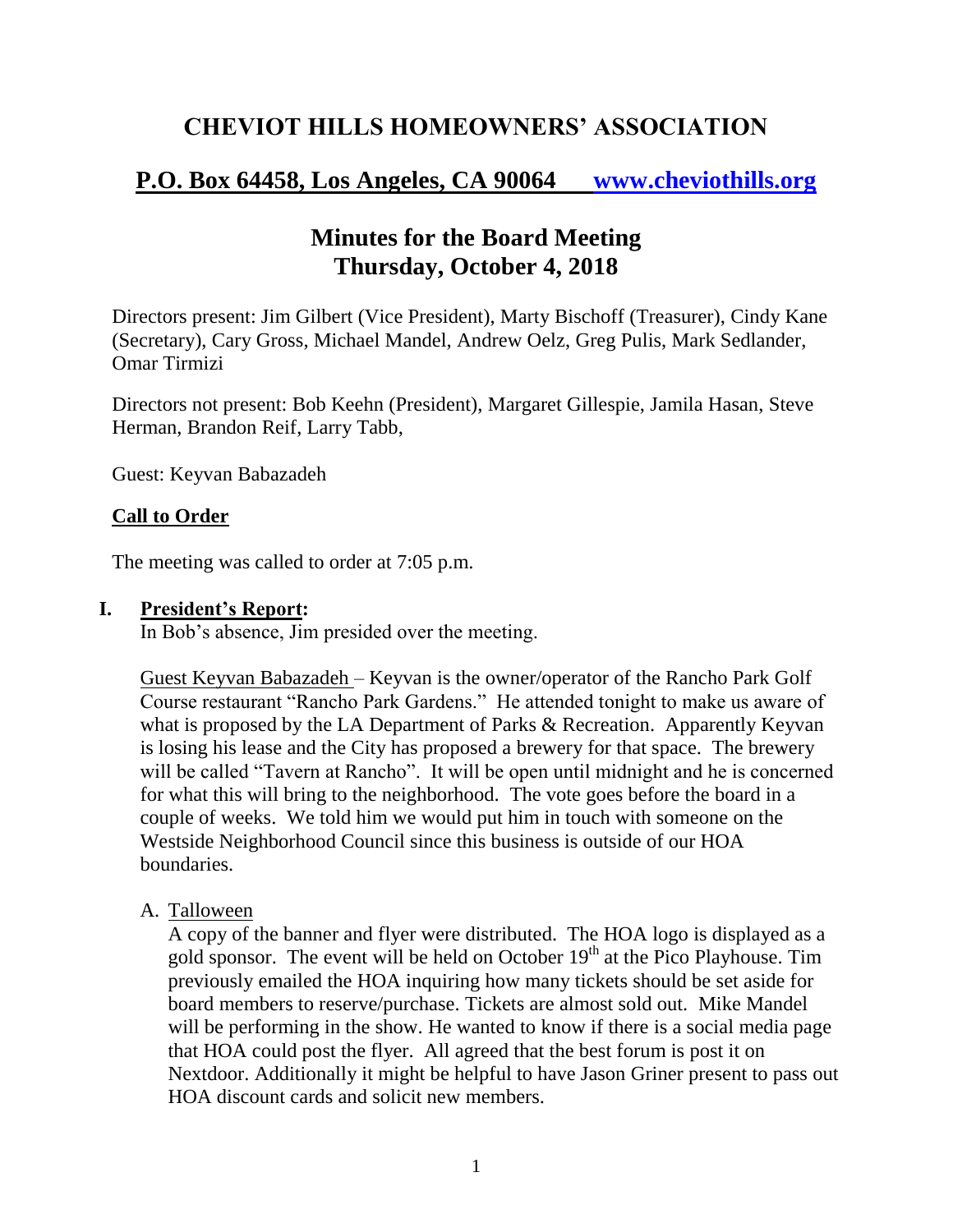# CHEVIOT HILLS HOMEOWNERS' ASSOCIATION

## P.O. Box 64458, Los Angeles, CA 90064 www.cheviothills.org

## Minutes for the Board Meeting
## Thursday, October 4, 2018

Directors present: Jim Gilbert (Vice President), Marty Bischoff (Treasurer), Cindy Kane (Secretary), Cary Gross, Michael Mandel, Andrew Oelz, Greg Pulis, Mark Sedlander, Omar Tirmizi

Directors not present: Bob Keehn (President), Margaret Gillespie, Jamila Hasan, Steve Herman, Brandon Reif, Larry Tabb,

Guest: Keyvan Babazadeh

### Call to Order

The meeting was called to order at 7:05 p.m.

### I. President's Report:

In Bob's absence, Jim presided over the meeting.

Guest Keyvan Babazadeh – Keyvan is the owner/operator of the Rancho Park Golf Course restaurant "Rancho Park Gardens." He attended tonight to make us aware of what is proposed by the LA Department of Parks & Recreation. Apparently Keyvan is losing his lease and the City has proposed a brewery for that space. The brewery will be called "Tavern at Rancho". It will be open until midnight and he is concerned for what this will bring to the neighborhood. The vote goes before the board in a couple of weeks. We told him we would put him in touch with someone on the Westside Neighborhood Council since this business is outside of our HOA boundaries.

A. Talloween

A copy of the banner and flyer were distributed. The HOA logo is displayed as a gold sponsor. The event will be held on October 19th at the Pico Playhouse. Tim previously emailed the HOA inquiring how many tickets should be set aside for board members to reserve/purchase. Tickets are almost sold out. Mike Mandel will be performing in the show. He wanted to know if there is a social media page that HOA could post the flyer. All agreed that the best forum is post it on Nextdoor. Additionally it might be helpful to have Jason Griner present to pass out HOA discount cards and solicit new members.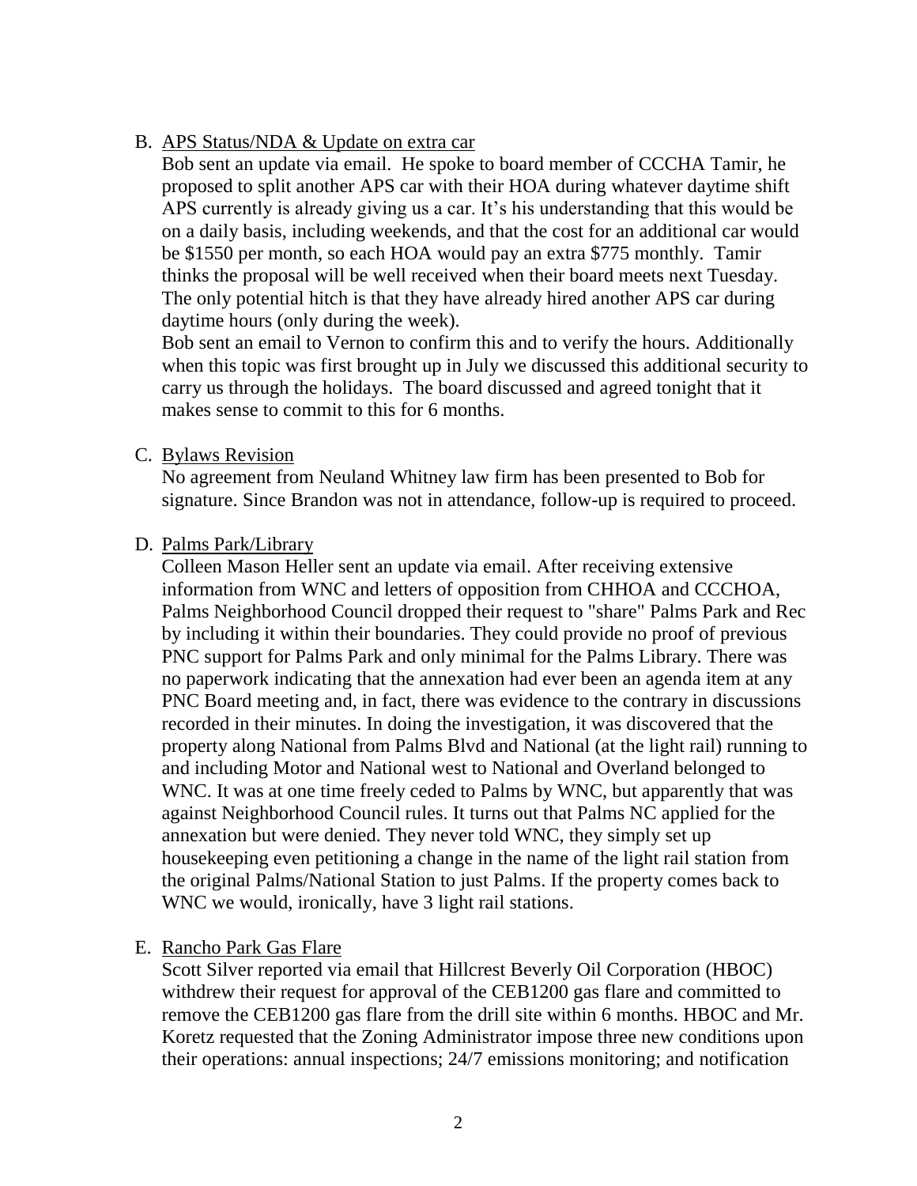B. APS Status/NDA & Update on extra car

Bob sent an update via email. He spoke to board member of CCCHA Tamir, he proposed to split another APS car with their HOA during whatever daytime shift APS currently is already giving us a car. It's his understanding that this would be on a daily basis, including weekends, and that the cost for an additional car would be $1550 per month, so each HOA would pay an extra $775 monthly. Tamir thinks the proposal will be well received when their board meets next Tuesday. The only potential hitch is that they have already hired another APS car during daytime hours (only during the week).

Bob sent an email to Vernon to confirm this and to verify the hours. Additionally when this topic was first brought up in July we discussed this additional security to carry us through the holidays. The board discussed and agreed tonight that it makes sense to commit to this for 6 months.

C. Bylaws Revision

No agreement from Neuland Whitney law firm has been presented to Bob for signature. Since Brandon was not in attendance, follow-up is required to proceed.

D. Palms Park/Library

Colleen Mason Heller sent an update via email. After receiving extensive information from WNC and letters of opposition from CHHOA and CCCHOA, Palms Neighborhood Council dropped their request to "share" Palms Park and Rec by including it within their boundaries. They could provide no proof of previous PNC support for Palms Park and only minimal for the Palms Library. There was no paperwork indicating that the annexation had ever been an agenda item at any PNC Board meeting and, in fact, there was evidence to the contrary in discussions recorded in their minutes. In doing the investigation, it was discovered that the property along National from Palms Blvd and National (at the light rail) running to and including Motor and National west to National and Overland belonged to WNC. It was at one time freely ceded to Palms by WNC, but apparently that was against Neighborhood Council rules. It turns out that Palms NC applied for the annexation but were denied. They never told WNC, they simply set up housekeeping even petitioning a change in the name of the light rail station from the original Palms/National Station to just Palms. If the property comes back to WNC we would, ironically, have 3 light rail stations.

E. Rancho Park Gas Flare

Scott Silver reported via email that Hillcrest Beverly Oil Corporation (HBOC) withdrew their request for approval of the CEB1200 gas flare and committed to remove the CEB1200 gas flare from the drill site within 6 months. HBOC and Mr. Koretz requested that the Zoning Administrator impose three new conditions upon their operations: annual inspections; 24/7 emissions monitoring; and notification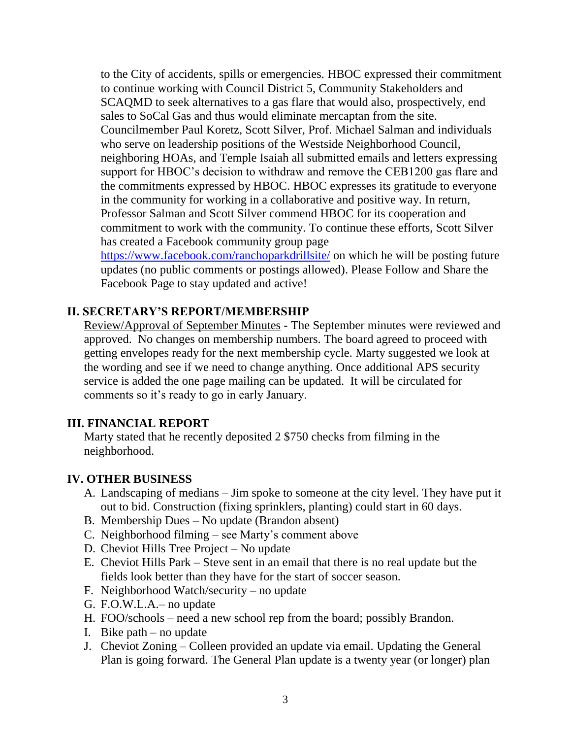to the City of accidents, spills or emergencies. HBOC expressed their commitment to continue working with Council District 5, Community Stakeholders and SCAQMD to seek alternatives to a gas flare that would also, prospectively, end sales to SoCal Gas and thus would eliminate mercaptan from the site. Councilmember Paul Koretz, Scott Silver, Prof. Michael Salman and individuals who serve on leadership positions of the Westside Neighborhood Council, neighboring HOAs, and Temple Isaiah all submitted emails and letters expressing support for HBOC's decision to withdraw and remove the CEB1200 gas flare and the commitments expressed by HBOC. HBOC expresses its gratitude to everyone in the community for working in a collaborative and positive way. In return, Professor Salman and Scott Silver commend HBOC for its cooperation and commitment to work with the community. To continue these efforts, Scott Silver has created a Facebook community group page https://www.facebook.com/ranchoparkdrillsite/ on which he will be posting future updates (no public comments or postings allowed). Please Follow and Share the Facebook Page to stay updated and active!

## II. SECRETARY'S REPORT/MEMBERSHIP

Review/Approval of September Minutes - The September minutes were reviewed and approved. No changes on membership numbers. The board agreed to proceed with getting envelopes ready for the next membership cycle. Marty suggested we look at the wording and see if we need to change anything. Once additional APS security service is added the one page mailing can be updated. It will be circulated for comments so it's ready to go in early January.

## III. FINANCIAL REPORT

Marty stated that he recently deposited 2 $750 checks from filming in the neighborhood.

## IV. OTHER BUSINESS

A. Landscaping of medians – Jim spoke to someone at the city level. They have put it out to bid. Construction (fixing sprinklers, planting) could start in 60 days.
B. Membership Dues – No update (Brandon absent)
C. Neighborhood filming – see Marty's comment above
D. Cheviot Hills Tree Project – No update
E. Cheviot Hills Park – Steve sent in an email that there is no real update but the fields look better than they have for the start of soccer season.
F. Neighborhood Watch/security – no update
G. F.O.W.L.A.– no update
H. FOO/schools – need a new school rep from the board; possibly Brandon.
I. Bike path – no update
J. Cheviot Zoning – Colleen provided an update via email. Updating the General Plan is going forward. The General Plan update is a twenty year (or longer) plan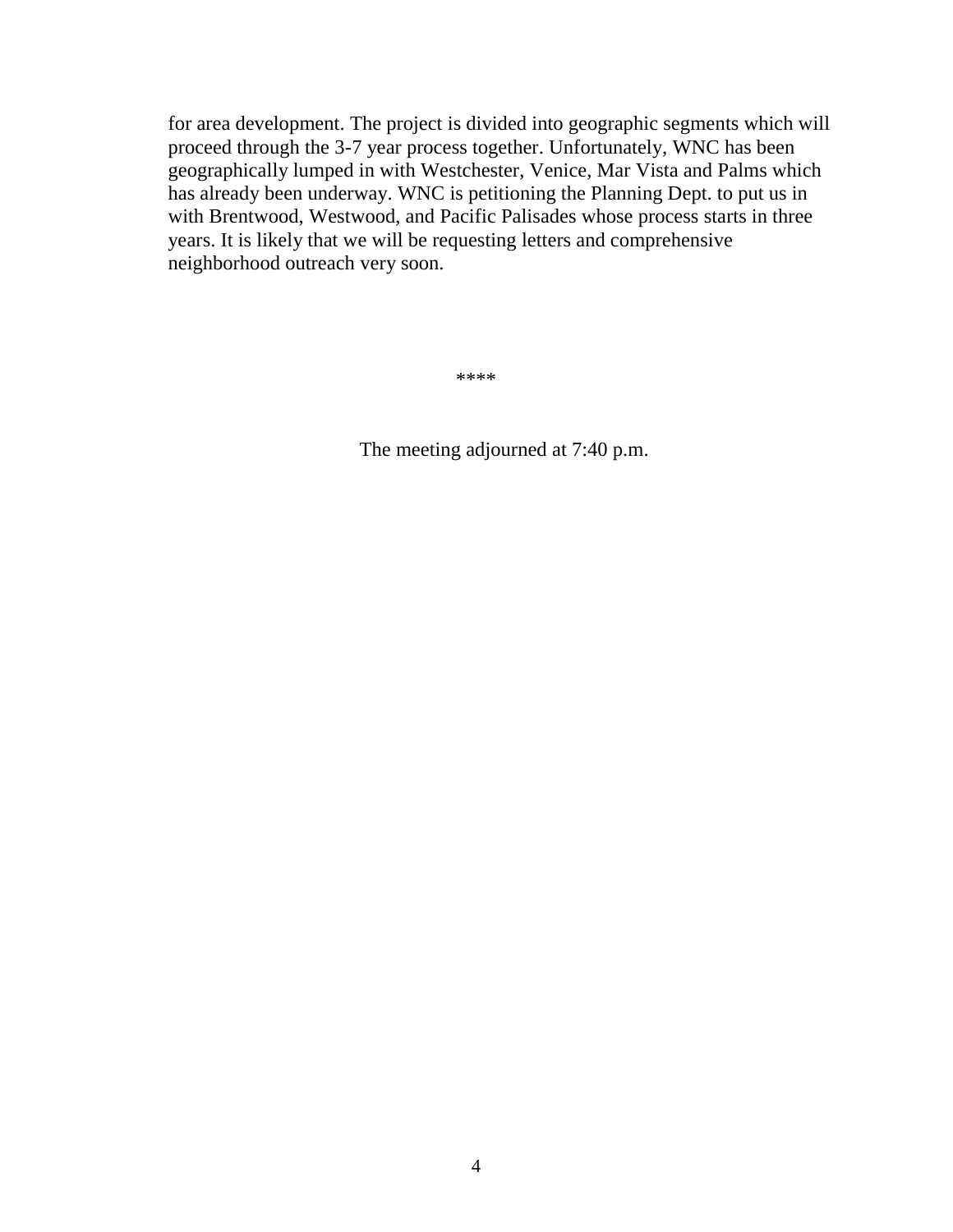for area development. The project is divided into geographic segments which will proceed through the 3-7 year process together. Unfortunately, WNC has been geographically lumped in with Westchester, Venice, Mar Vista and Palms which has already been underway. WNC is petitioning the Planning Dept. to put us in with Brentwood, Westwood, and Pacific Palisades whose process starts in three years. It is likely that we will be requesting letters and comprehensive neighborhood outreach very soon.

****

The meeting adjourned at 7:40 p.m.